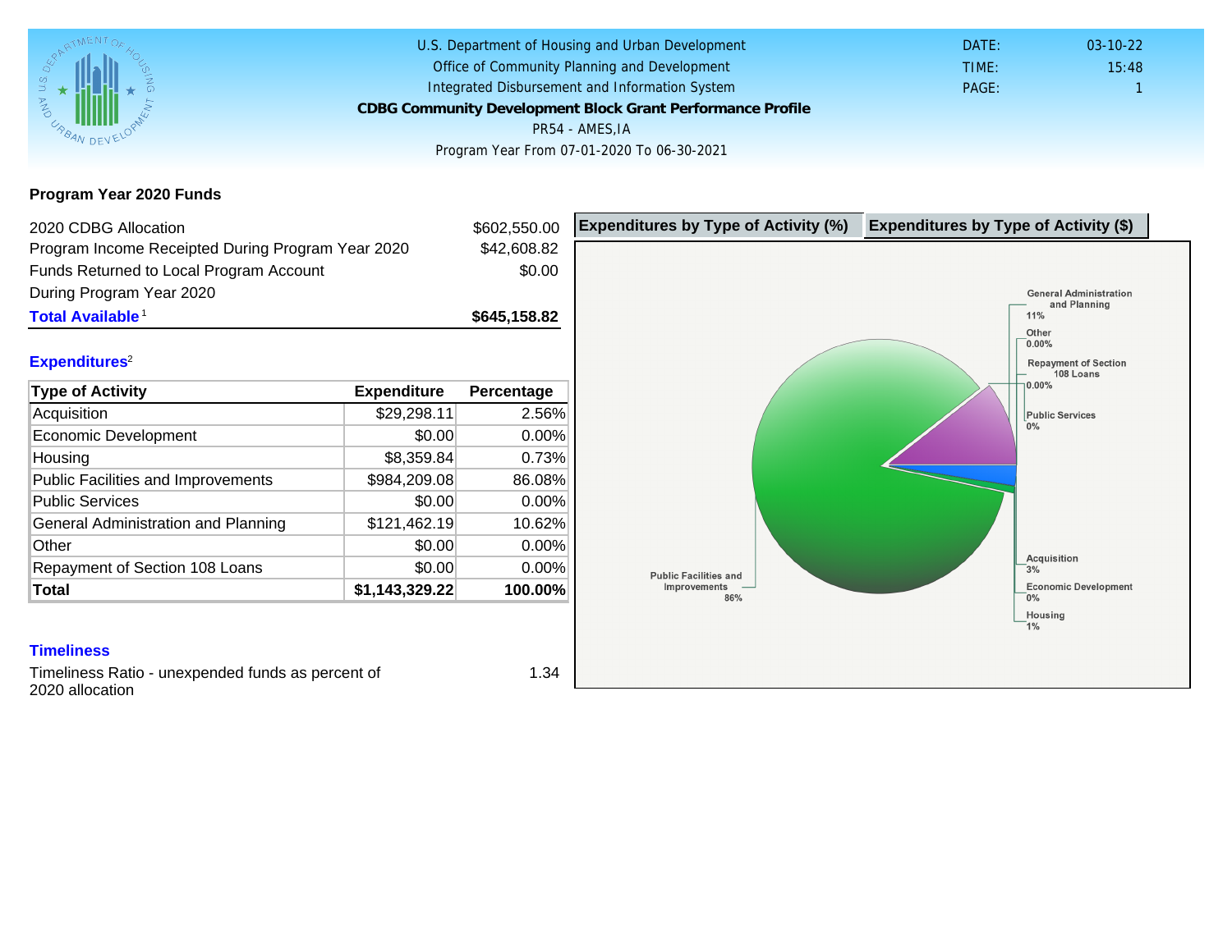U.S. Department of Housing and Urban Development
Office of Community Planning and Development
Integrated Disbursement and Information System

**CDBG Community Development Block Grant Performance Profile**

PR54 - AMES,IA

Program Year From 07-01-2020 To 06-30-2021

DATE: 03-10-22
TIME: 15:48
PAGE: 1

## Program Year 2020 Funds

| | |
|---|---|
| 2020 CDBG Allocation | $602,550.00 |
| Program Income Receipted During Program Year 2020 | $42,608.82 |
| Funds Returned to Local Program Account During Program Year 2020 | $0.00 |
| **Total Available**[1] | **$645,158.82** |

## Expenditures[2]

| Type of Activity | Expenditure | Percentage |
|---|---|---|
| Acquisition | $29,298.11 | 2.56% |
| Economic Development | $0.00 | 0.00% |
| Housing | $8,359.84 | 0.73% |
| Public Facilities and Improvements | $984,209.08 | 86.08% |
| Public Services | $0.00 | 0.00% |
| General Administration and Planning | $121,462.19 | 10.62% |
| Other | $0.00 | 0.00% |
| Repayment of Section 108 Loans | $0.00 | 0.00% |
| **Total** | **$1,143,329.22** | **100.00%** |

Expenditures by Type of Activity (%)
Expenditures by Type of Activity ($)

General Administration and Planning
11%
Other
0.00%
Repayment of Section 108 Loans
0.00%
Public Services
0%
Acquisition
3%
Economic Development
0%
Housing
1%
Public Facilities and Improvements
86%

## Timeliness

Timeliness Ratio - unexpended funds as percent of 2020 allocation: 1.34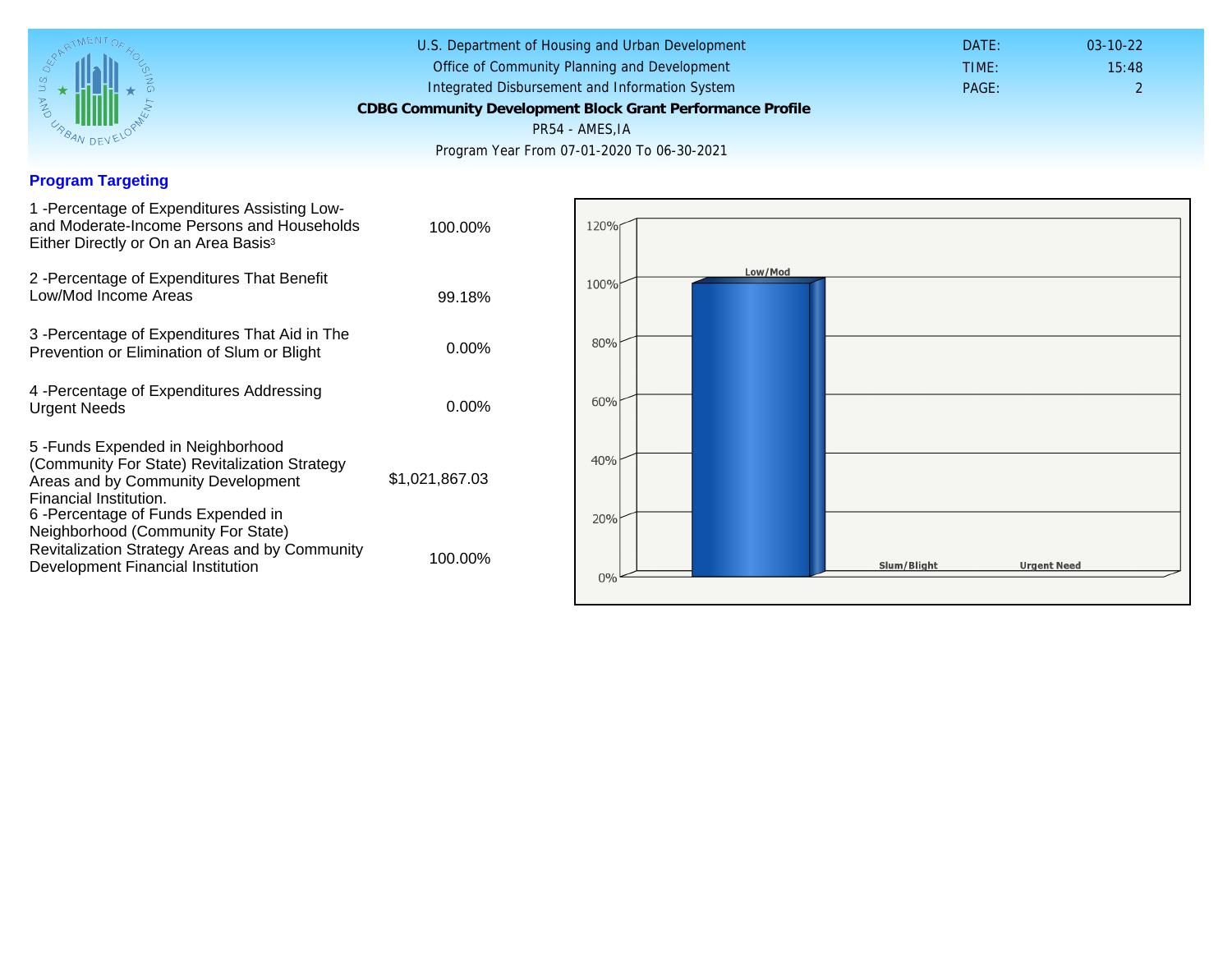U.S. Department of Housing and Urban Development
Office of Community Planning and Development
Integrated Disbursement and Information System

**CDBG Community Development Block Grant Performance Profile**

PR54 - AMES,IA
Program Year From 07-01-2020 To 06-30-2021

DATE: 03-10-22
TIME: 15:48

## Program Targeting

| | |
|---|---|
| 1 -Percentage of Expenditures Assisting Low- and Moderate-Income Persons and Households Either Directly or On an Area Basis[3] | 100.00% |
| 2 -Percentage of Expenditures That Benefit Low/Mod Income Areas | 99.18% |
| 3 -Percentage of Expenditures That Aid in The Prevention or Elimination of Slum or Blight | 0.00% |
| 4 -Percentage of Expenditures Addressing Urgent Needs | 0.00% |
| 5 -Funds Expended in Neighborhood (Community For State) Revitalization Strategy Areas and by Community Development Financial Institution. | $1,021,867.03 |
| 6 -Percentage of Funds Expended in Neighborhood (Community For State) Revitalization Strategy Areas and by Community Development Financial Institution | 100.00% |

120%
100%
80%
60%
40%
20%
0%
Low/Mod
Slum/Blight
Urgent Need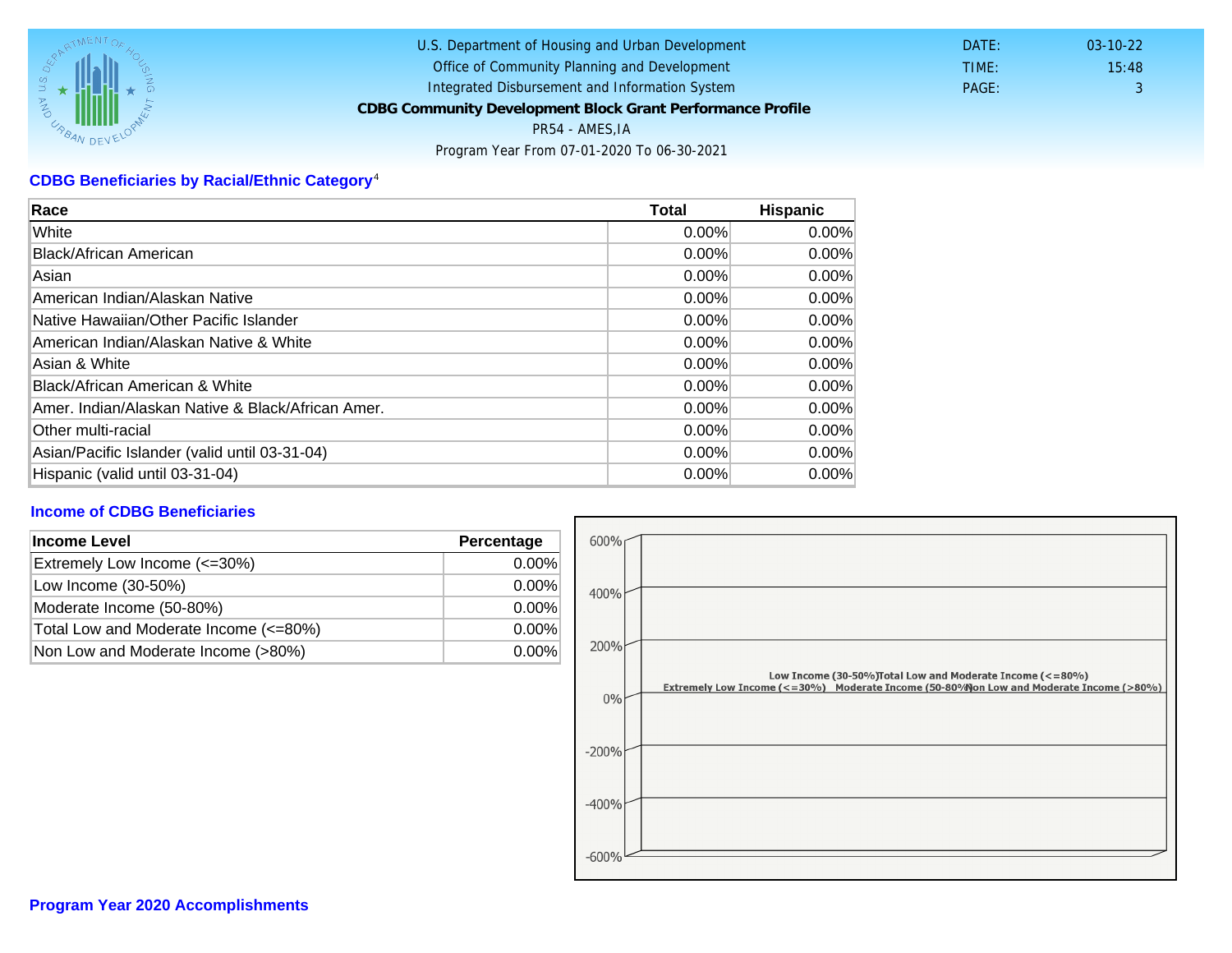U.S. Department of Housing and Urban Development
Office of Community Planning and Development
Integrated Disbursement and Information System
**CDBG Community Development Block Grant Performance Profile**
PR54 - AMES,IA
Program Year From 07-01-2020 To 06-30-2021

DATE: 03-10-22
TIME: 15:48
PAGE: 3

## CDBG Beneficiaries by Racial/Ethnic Category[4]

| Race | Total | Hispanic |
|---|---|---|
| White | 0.00% | 0.00% |
| Black/African American | 0.00% | 0.00% |
| Asian | 0.00% | 0.00% |
| American Indian/Alaskan Native | 0.00% | 0.00% |
| Native Hawaiian/Other Pacific Islander | 0.00% | 0.00% |
| American Indian/Alaskan Native & White | 0.00% | 0.00% |
| Asian & White | 0.00% | 0.00% |
| Black/African American & White | 0.00% | 0.00% |
| Amer. Indian/Alaskan Native & Black/African Amer. | 0.00% | 0.00% |
| Other multi-racial | 0.00% | 0.00% |
| Asian/Pacific Islander (valid until 03-31-04) | 0.00% | 0.00% |
| Hispanic (valid until 03-31-04) | 0.00% | 0.00% |

## Income of CDBG Beneficiaries

| Income Level | Percentage |
|---|---|
| Extremely Low Income (<=30%) | 0.00% |
| Low Income (30-50%) | 0.00% |
| Moderate Income (50-80%) | 0.00% |
| Total Low and Moderate Income (<=80%) | 0.00% |
| Non Low and Moderate Income (>80%) | 0.00% |

600%
400%
200%
0%
-200%
-400%
-600%
Low Income (30-50%) Total Low and Moderate Income (<=80%)
Extremely Low Income (<=30%) Moderate Income (50-80%) Non Low and Moderate Income (>80%)

## Program Year 2020 Accomplishments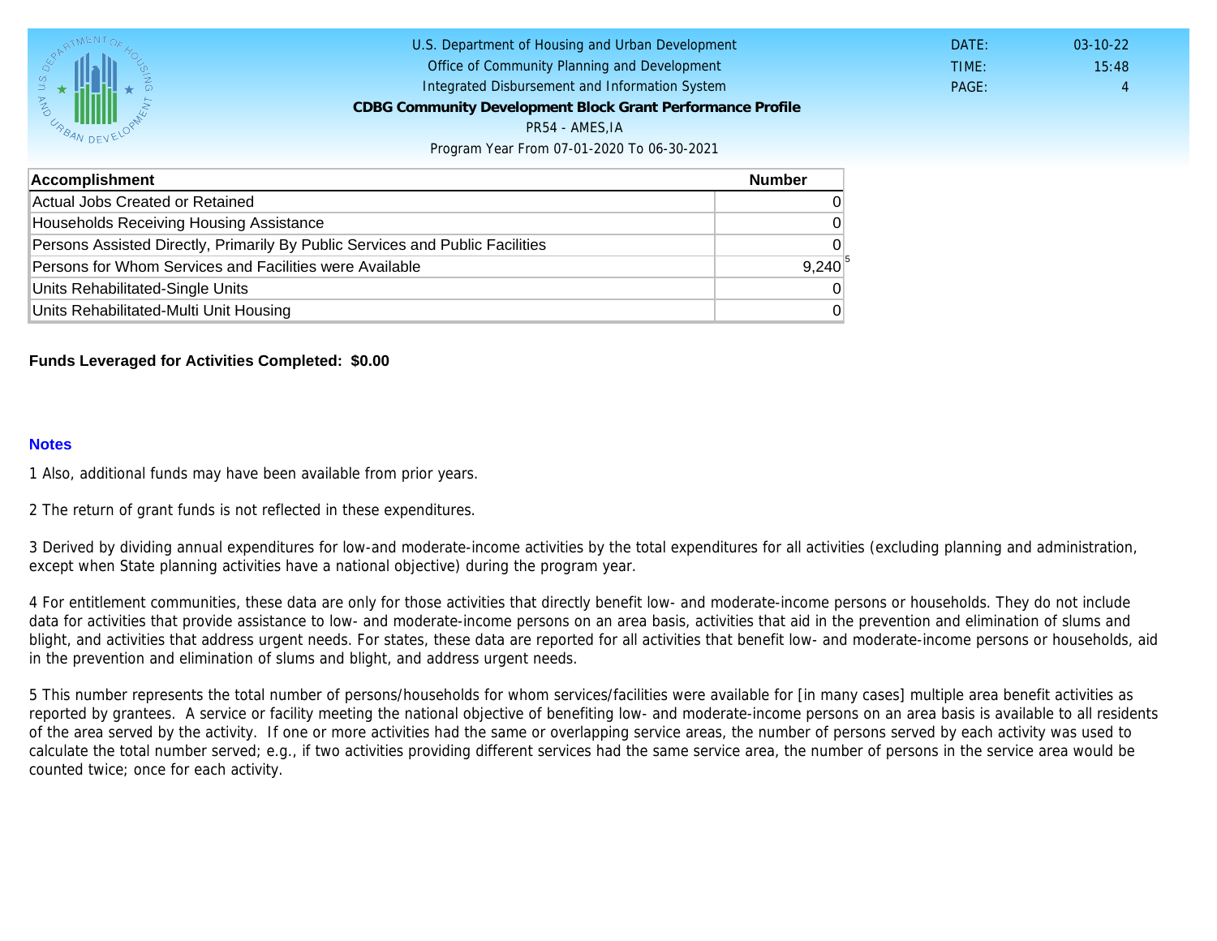| Accomplishment | Number |
|---|---|
| Actual Jobs Created or Retained | 0 |
| Households Receiving Housing Assistance | 0 |
| Persons Assisted Directly, Primarily By Public Services and Public Facilities | 0 |
| Persons for Whom Services and Facilities were Available | 9,240 [5] |
| Units Rehabilitated-Single Units | 0 |
| Units Rehabilitated-Multi Unit Housing | 0 |

**Funds Leveraged for Activities Completed: $0.00**

### Notes

1 Also, additional funds may have been available from prior years.

2 The return of grant funds is not reflected in these expenditures.

3 Derived by dividing annual expenditures for low-and moderate-income activities by the total expenditures for all activities (excluding planning and administration, except when State planning activities have a national objective) during the program year.

4 For entitlement communities, these data are only for those activities that directly benefit low- and moderate-income persons or households. They do not include data for activities that provide assistance to low- and moderate-income persons on an area basis, activities that aid in the prevention and elimination of slums and blight, and activities that address urgent needs. For states, these data are reported for all activities that benefit low- and moderate-income persons or households, aid in the prevention and elimination of slums and blight, and address urgent needs.

5 This number represents the total number of persons/households for whom services/facilities were available for [in many cases] multiple area benefit activities as reported by grantees. A service or facility meeting the national objective of benefiting low- and moderate-income persons on an area basis is available to all residents of the area served by the activity. If one or more activities had the same or overlapping service areas, the number of persons served by each activity was used to calculate the total number served; e.g., if two activities providing different services had the same service area, the number of persons in the service area would be counted twice; once for each activity.